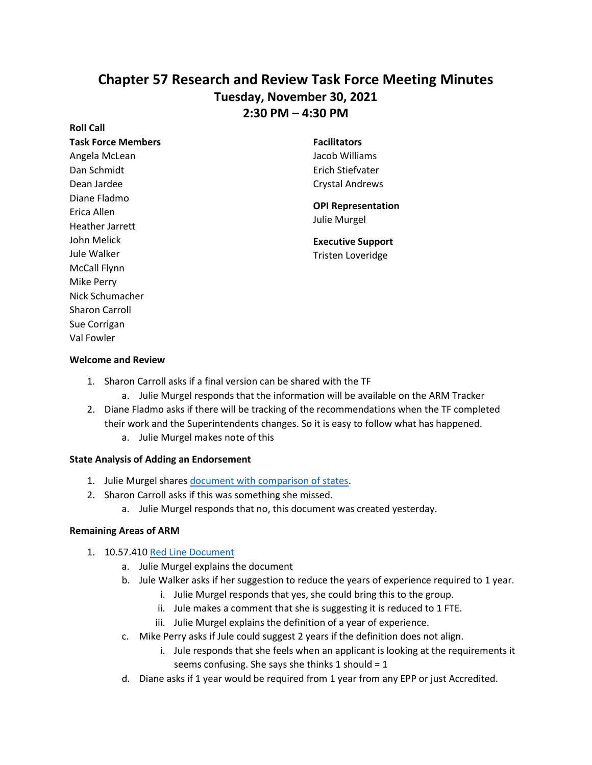# Chapter 57 Research and Review Task Force Meeting Minutes

## Tuesday, November 30, 2021

## 2:30 PM – 4:30 PM

**Roll Call**

**Task Force Members**

Angela McLean
Dan Schmidt
Dean Jardee
Diane Fladmo
Erica Allen
Heather Jarrett
John Melick
Jule Walker
McCall Flynn
Mike Perry
Nick Schumacher
Sharon Carroll
Sue Corrigan
Val Fowler

**Facilitators**

Jacob Williams
Erich Stiefvater
Crystal Andrews

**OPI Representation**

Julie Murgel

**Executive Support**

Tristen Loveridge

**Welcome and Review**

1. Sharon Carroll asks if a final version can be shared with the TF
    a. Julie Murgel responds that the information will be available on the ARM Tracker
2. Diane Fladmo asks if there will be tracking of the recommendations when the TF completed their work and the Superintendents changes. So it is easy to follow what has happened.
    a. Julie Murgel makes note of this

**State Analysis of Adding an Endorsement**

1. Julie Murgel shares document with comparison of states.
2. Sharon Carroll asks if this was something she missed.
    a. Julie Murgel responds that no, this document was created yesterday.

**Remaining Areas of ARM**

1. 10.57.410 Red Line Document
    a. Julie Murgel explains the document
    b. Jule Walker asks if her suggestion to reduce the years of experience required to 1 year.
        i. Julie Murgel responds that yes, she could bring this to the group.
        ii. Jule makes a comment that she is suggesting it is reduced to 1 FTE.
        iii. Julie Murgel explains the definition of a year of experience.
    c. Mike Perry asks if Jule could suggest 2 years if the definition does not align.
        i. Jule responds that she feels when an applicant is looking at the requirements it seems confusing. She says she thinks 1 should = 1
    d. Diane asks if 1 year would be required from 1 year from any EPP or just Accredited.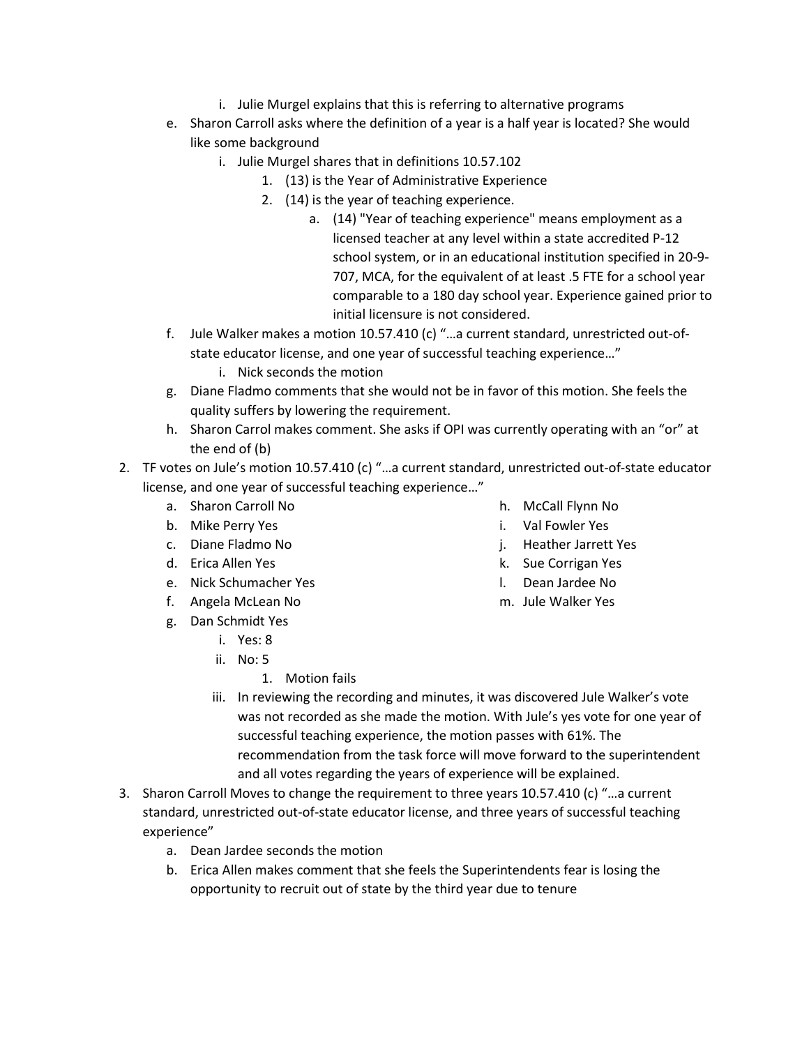i. Julie Murgel explains that this is referring to alternative programs

   e. Sharon Carroll asks where the definition of a year is a half year is located? She would like some background
      i. Julie Murgel shares that in definitions 10.57.102
         1. (13) is the Year of Administrative Experience
         2. (14) is the year of teaching experience.
            a. (14) "Year of teaching experience" means employment as a licensed teacher at any level within a state accredited P-12 school system, or in an educational institution specified in 20-9-707, MCA, for the equivalent of at least .5 FTE for a school year comparable to a 180 day school year. Experience gained prior to initial licensure is not considered.
   f. Jule Walker makes a motion 10.57.410 (c) "…a current standard, unrestricted out-of-state educator license, and one year of successful teaching experience…"
      i. Nick seconds the motion
   g. Diane Fladmo comments that she would not be in favor of this motion. She feels the quality suffers by lowering the requirement.
   h. Sharon Carrol makes comment. She asks if OPI was currently operating with an "or" at the end of (b)

2. TF votes on Jule's motion 10.57.410 (c) "…a current standard, unrestricted out-of-state educator license, and one year of successful teaching experience…"
   a. Sharon Carroll No
   b. Mike Perry Yes
   c. Diane Fladmo No
   d. Erica Allen Yes
   e. Nick Schumacher Yes
   f. Angela McLean No
   g. Dan Schmidt Yes
   h. McCall Flynn No
   i. Val Fowler Yes
   j. Heather Jarrett Yes
   k. Sue Corrigan Yes
   l. Dean Jardee No
   m. Jule Walker Yes
      i. Yes: 8
      ii. No: 5
         1. Motion fails
      iii. In reviewing the recording and minutes, it was discovered Jule Walker's vote was not recorded as she made the motion. With Jule's yes vote for one year of successful teaching experience, the motion passes with 61%. The recommendation from the task force will move forward to the superintendent and all votes regarding the years of experience will be explained.

3. Sharon Carroll Moves to change the requirement to three years 10.57.410 (c) "…a current standard, unrestricted out-of-state educator license, and three years of successful teaching experience"
   a. Dean Jardee seconds the motion
   b. Erica Allen makes comment that she feels the Superintendents fear is losing the opportunity to recruit out of state by the third year due to tenure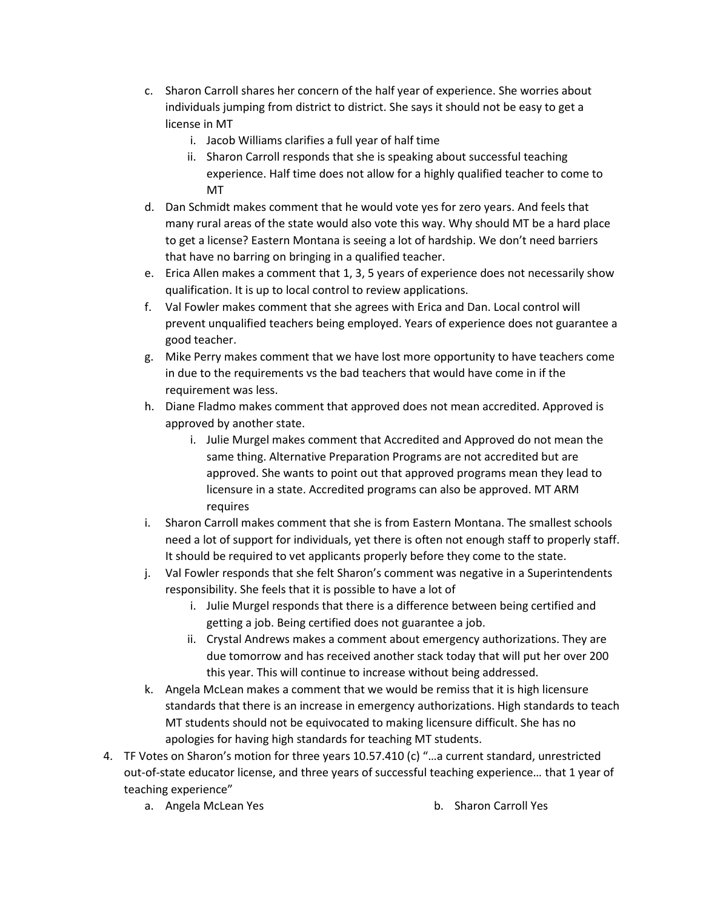c. Sharon Carroll shares her concern of the half year of experience. She worries about individuals jumping from district to district. She says it should not be easy to get a license in MT
    i. Jacob Williams clarifies a full year of half time
    ii. Sharon Carroll responds that she is speaking about successful teaching experience. Half time does not allow for a highly qualified teacher to come to MT
d. Dan Schmidt makes comment that he would vote yes for zero years. And feels that many rural areas of the state would also vote this way. Why should MT be a hard place to get a license? Eastern Montana is seeing a lot of hardship. We don't need barriers that have no barring on bringing in a qualified teacher.
e. Erica Allen makes a comment that 1, 3, 5 years of experience does not necessarily show qualification. It is up to local control to review applications.
f. Val Fowler makes comment that she agrees with Erica and Dan. Local control will prevent unqualified teachers being employed. Years of experience does not guarantee a good teacher.
g. Mike Perry makes comment that we have lost more opportunity to have teachers come in due to the requirements vs the bad teachers that would have come in if the requirement was less.
h. Diane Fladmo makes comment that approved does not mean accredited. Approved is approved by another state.
    i. Julie Murgel makes comment that Accredited and Approved do not mean the same thing. Alternative Preparation Programs are not accredited but are approved. She wants to point out that approved programs mean they lead to licensure in a state. Accredited programs can also be approved. MT ARM requires
i. Sharon Carroll makes comment that she is from Eastern Montana. The smallest schools need a lot of support for individuals, yet there is often not enough staff to properly staff. It should be required to vet applicants properly before they come to the state.
j. Val Fowler responds that she felt Sharon's comment was negative in a Superintendents responsibility. She feels that it is possible to have a lot of
    i. Julie Murgel responds that there is a difference between being certified and getting a job. Being certified does not guarantee a job.
    ii. Crystal Andrews makes a comment about emergency authorizations. They are due tomorrow and has received another stack today that will put her over 200 this year. This will continue to increase without being addressed.
k. Angela McLean makes a comment that we would be remiss that it is high licensure standards that there is an increase in emergency authorizations. High standards to teach MT students should not be equivocated to making licensure difficult. She has no apologies for having high standards for teaching MT students.

4. TF Votes on Sharon's motion for three years 10.57.410 (c) "…a current standard, unrestricted out-of-state educator license, and three years of successful teaching experience… that 1 year of teaching experience"
    a. Angela McLean Yes
    b. Sharon Carroll Yes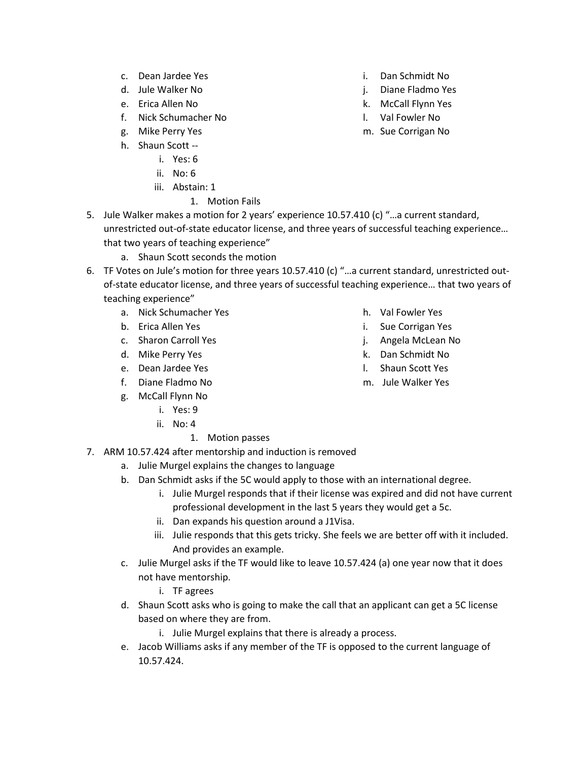c. Dean Jardee Yes
d. Jule Walker No
e. Erica Allen No
f. Nick Schumacher No
g. Mike Perry Yes
h. Shaun Scott --
i. Dan Schmidt No
j. Diane Fladmo Yes
k. McCall Flynn Yes
l. Val Fowler No
m. Sue Corrigan No
    i. Yes: 6
    ii. No: 6
    iii. Abstain: 1
        1. Motion Fails

5. Jule Walker makes a motion for 2 years' experience 10.57.410 (c) "…a current standard, unrestricted out-of-state educator license, and three years of successful teaching experience… that two years of teaching experience"
    a. Shaun Scott seconds the motion
6. TF Votes on Jule's motion for three years 10.57.410 (c) "…a current standard, unrestricted out-of-state educator license, and three years of successful teaching experience… that two years of teaching experience"
    a. Nick Schumacher Yes
    b. Erica Allen Yes
    c. Sharon Carroll Yes
    d. Mike Perry Yes
    e. Dean Jardee Yes
    f. Diane Fladmo No
    g. McCall Flynn No
    h. Val Fowler Yes
    i. Sue Corrigan Yes
    j. Angela McLean No
    k. Dan Schmidt No
    l. Shaun Scott Yes
    m. Jule Walker Yes
        i. Yes: 9
        ii. No: 4
            1. Motion passes
7. ARM 10.57.424 after mentorship and induction is removed
    a. Julie Murgel explains the changes to language
    b. Dan Schmidt asks if the 5C would apply to those with an international degree.
        i. Julie Murgel responds that if their license was expired and did not have current professional development in the last 5 years they would get a 5c.
        ii. Dan expands his question around a J1Visa.
        iii. Julie responds that this gets tricky. She feels we are better off with it included. And provides an example.
    c. Julie Murgel asks if the TF would like to leave 10.57.424 (a) one year now that it does not have mentorship.
        i. TF agrees
    d. Shaun Scott asks who is going to make the call that an applicant can get a 5C license based on where they are from.
        i. Julie Murgel explains that there is already a process.
    e. Jacob Williams asks if any member of the TF is opposed to the current language of 10.57.424.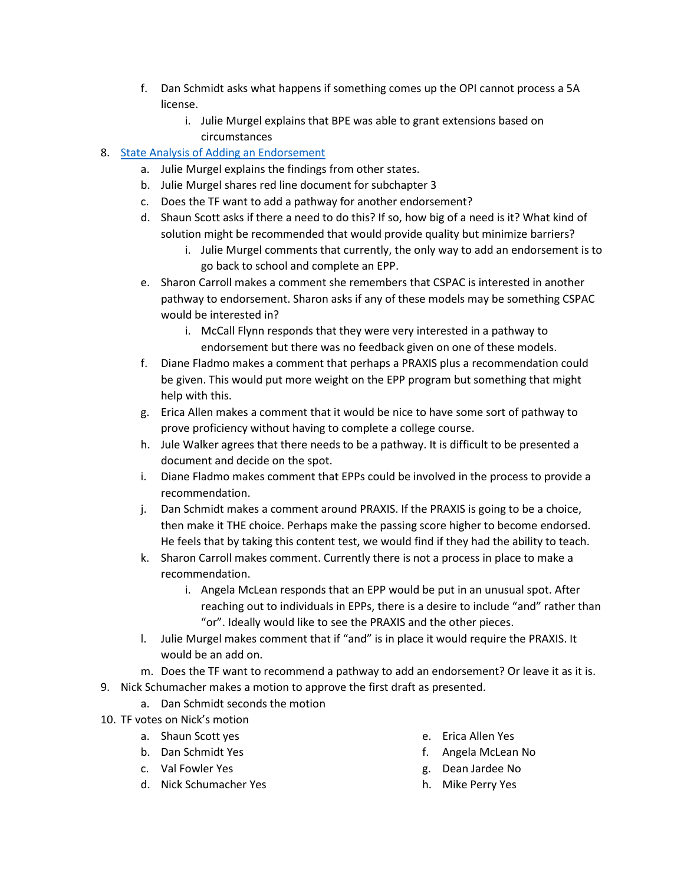f. Dan Schmidt asks what happens if something comes up the OPI cannot process a 5A license.
      i. Julie Murgel explains that BPE was able to grant extensions based on circumstances
8. [State Analysis of Adding an Endorsement]()
   a. Julie Murgel explains the findings from other states.
   b. Julie Murgel shares red line document for subchapter 3
   c. Does the TF want to add a pathway for another endorsement?
   d. Shaun Scott asks if there a need to do this? If so, how big of a need is it? What kind of solution might be recommended that would provide quality but minimize barriers?
      i. Julie Murgel comments that currently, the only way to add an endorsement is to go back to school and complete an EPP.
   e. Sharon Carroll makes a comment she remembers that CSPAC is interested in another pathway to endorsement. Sharon asks if any of these models may be something CSPAC would be interested in?
      i. McCall Flynn responds that they were very interested in a pathway to endorsement but there was no feedback given on one of these models.
   f. Diane Fladmo makes a comment that perhaps a PRAXIS plus a recommendation could be given. This would put more weight on the EPP program but something that might help with this.
   g. Erica Allen makes a comment that it would be nice to have some sort of pathway to prove proficiency without having to complete a college course.
   h. Jule Walker agrees that there needs to be a pathway. It is difficult to be presented a document and decide on the spot.
   i. Diane Fladmo makes comment that EPPs could be involved in the process to provide a recommendation.
   j. Dan Schmidt makes a comment around PRAXIS. If the PRAXIS is going to be a choice, then make it THE choice. Perhaps make the passing score higher to become endorsed. He feels that by taking this content test, we would find if they had the ability to teach.
   k. Sharon Carroll makes comment. Currently there is not a process in place to make a recommendation.
      i. Angela McLean responds that an EPP would be put in an unusual spot. After reaching out to individuals in EPPs, there is a desire to include "and" rather than "or". Ideally would like to see the PRAXIS and the other pieces.
   l. Julie Murgel makes comment that if "and" is in place it would require the PRAXIS. It would be an add on.
   m. Does the TF want to recommend a pathway to add an endorsement? Or leave it as it is.
9. Nick Schumacher makes a motion to approve the first draft as presented.
   a. Dan Schmidt seconds the motion
10. TF votes on Nick's motion
   a. Shaun Scott yes
   b. Dan Schmidt Yes
   c. Val Fowler Yes
   d. Nick Schumacher Yes
   e. Erica Allen Yes
   f. Angela McLean No
   g. Dean Jardee No
   h. Mike Perry Yes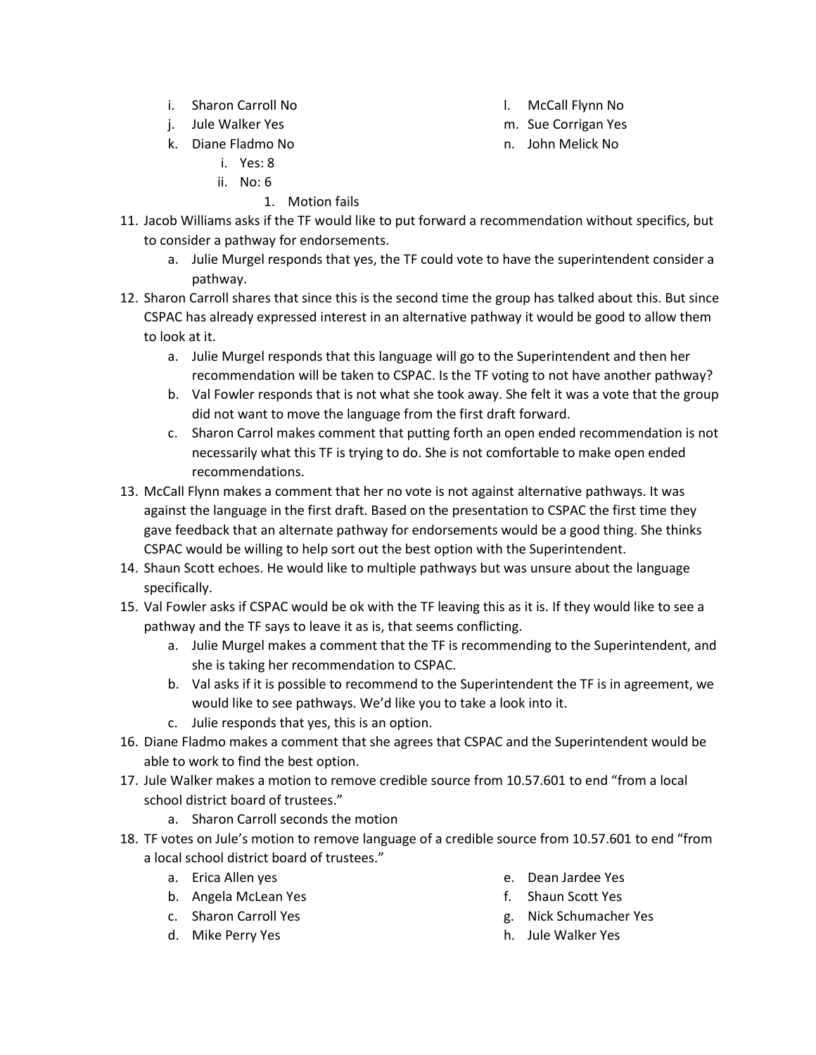i. Sharon Carroll No
j. Jule Walker Yes
k. Diane Fladmo No
l. McCall Flynn No
m. Sue Corrigan Yes
n. John Melick No
   i. Yes: 8
   ii. No: 6
      1. Motion fails

11. Jacob Williams asks if the TF would like to put forward a recommendation without specifics, but to consider a pathway for endorsements.
    a. Julie Murgel responds that yes, the TF could vote to have the superintendent consider a pathway.
12. Sharon Carroll shares that since this is the second time the group has talked about this. But since CSPAC has already expressed interest in an alternative pathway it would be good to allow them to look at it.
    a. Julie Murgel responds that this language will go to the Superintendent and then her recommendation will be taken to CSPAC. Is the TF voting to not have another pathway?
    b. Val Fowler responds that is not what she took away. She felt it was a vote that the group did not want to move the language from the first draft forward.
    c. Sharon Carrol makes comment that putting forth an open ended recommendation is not necessarily what this TF is trying to do. She is not comfortable to make open ended recommendations.
13. McCall Flynn makes a comment that her no vote is not against alternative pathways. It was against the language in the first draft. Based on the presentation to CSPAC the first time they gave feedback that an alternate pathway for endorsements would be a good thing. She thinks CSPAC would be willing to help sort out the best option with the Superintendent.
14. Shaun Scott echoes. He would like to multiple pathways but was unsure about the language specifically.
15. Val Fowler asks if CSPAC would be ok with the TF leaving this as it is. If they would like to see a pathway and the TF says to leave it as is, that seems conflicting.
    a. Julie Murgel makes a comment that the TF is recommending to the Superintendent, and she is taking her recommendation to CSPAC.
    b. Val asks if it is possible to recommend to the Superintendent the TF is in agreement, we would like to see pathways. We'd like you to take a look into it.
    c. Julie responds that yes, this is an option.
16. Diane Fladmo makes a comment that she agrees that CSPAC and the Superintendent would be able to work to find the best option.
17. Jule Walker makes a motion to remove credible source from 10.57.601 to end "from a local school district board of trustees."
    a. Sharon Carroll seconds the motion
18. TF votes on Jule's motion to remove language of a credible source from 10.57.601 to end "from a local school district board of trustees."
    a. Erica Allen yes
    b. Angela McLean Yes
    c. Sharon Carroll Yes
    d. Mike Perry Yes
    e. Dean Jardee Yes
    f. Shaun Scott Yes
    g. Nick Schumacher Yes
    h. Jule Walker Yes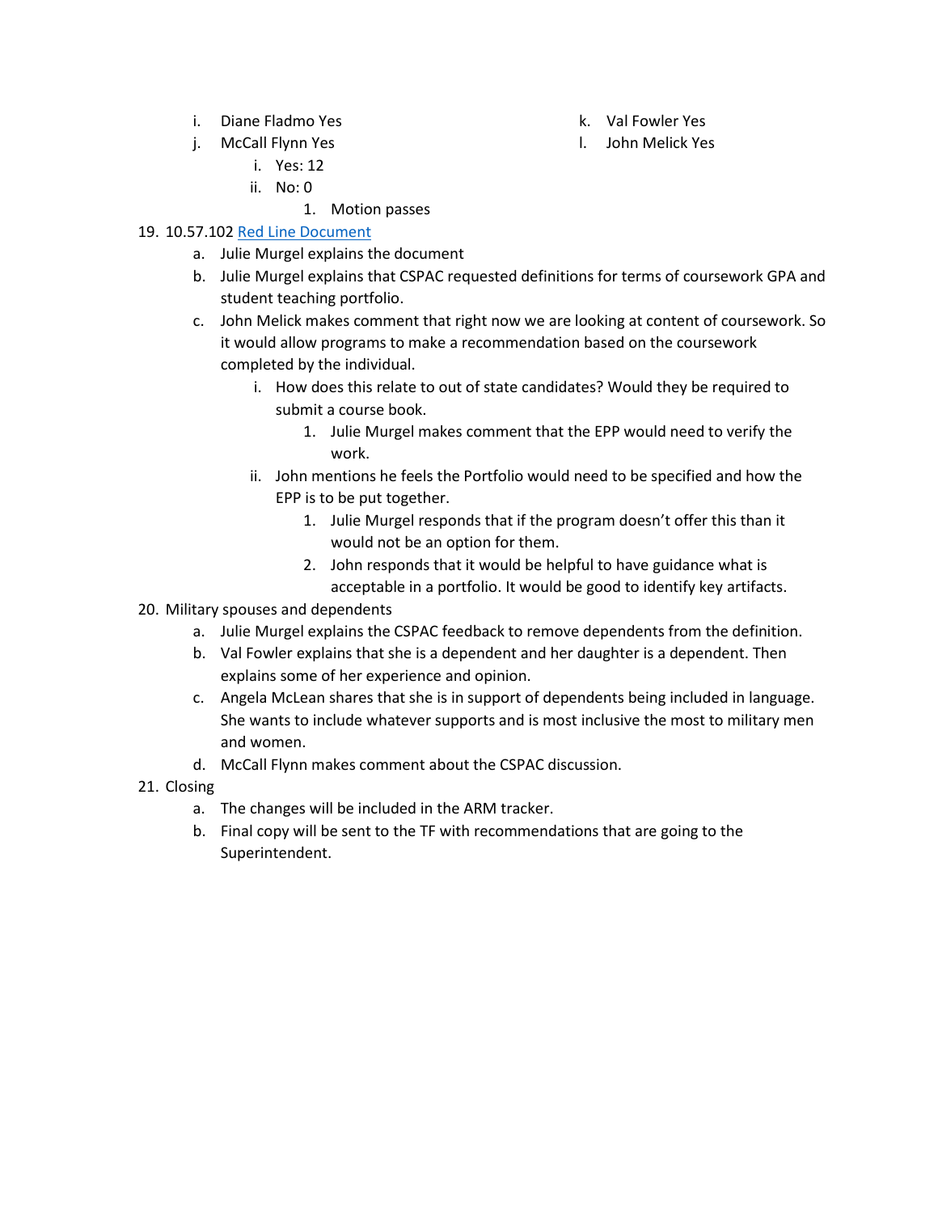i. Diane Fladmo Yes
j. McCall Flynn Yes
k. Val Fowler Yes
l. John Melick Yes
    i. Yes: 12
    ii. No: 0
        1. Motion passes

19. 10.57.102 [Red Line Document]
    a. Julie Murgel explains the document
    b. Julie Murgel explains that CSPAC requested definitions for terms of coursework GPA and student teaching portfolio.
    c. John Melick makes comment that right now we are looking at content of coursework. So it would allow programs to make a recommendation based on the coursework completed by the individual.
        i. How does this relate to out of state candidates? Would they be required to submit a course book.
            1. Julie Murgel makes comment that the EPP would need to verify the work.
        ii. John mentions he feels the Portfolio would need to be specified and how the EPP is to be put together.
            1. Julie Murgel responds that if the program doesn't offer this than it would not be an option for them.
            2. John responds that it would be helpful to have guidance what is acceptable in a portfolio. It would be good to identify key artifacts.
20. Military spouses and dependents
    a. Julie Murgel explains the CSPAC feedback to remove dependents from the definition.
    b. Val Fowler explains that she is a dependent and her daughter is a dependent. Then explains some of her experience and opinion.
    c. Angela McLean shares that she is in support of dependents being included in language. She wants to include whatever supports and is most inclusive the most to military men and women.
    d. McCall Flynn makes comment about the CSPAC discussion.
21. Closing
    a. The changes will be included in the ARM tracker.
    b. Final copy will be sent to the TF with recommendations that are going to the Superintendent.